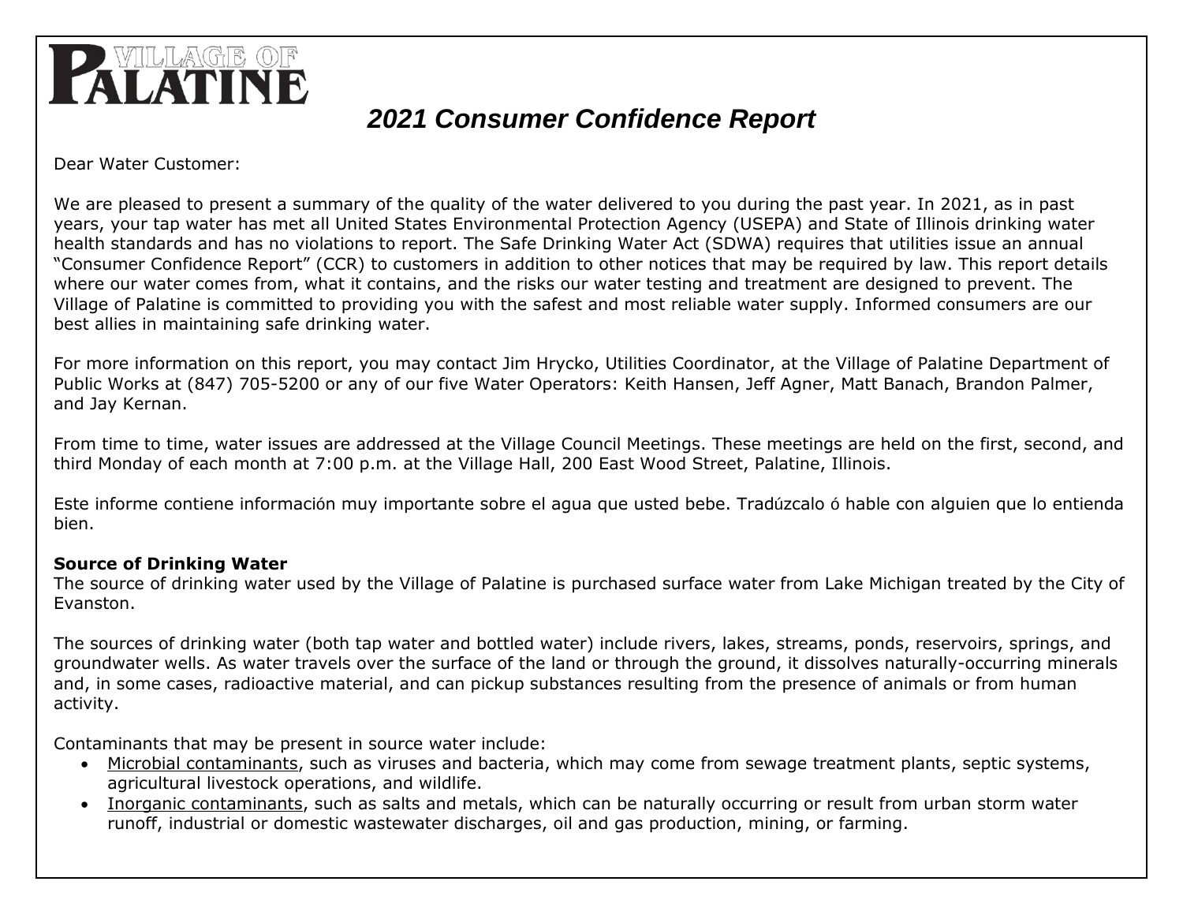# VILLAGE OF PALATINE

## *2021 Consumer Confidence Report*

Dear Water Customer:

We are pleased to present a summary of the quality of the water delivered to you during the past year. In 2021, as in past years, your tap water has met all United States Environmental Protection Agency (USEPA) and State of Illinois drinking water health standards and has no violations to report. The Safe Drinking Water Act (SDWA) requires that utilities issue an annual "Consumer Confidence Report" (CCR) to customers in addition to other notices that may be required by law. This report details where our water comes from, what it contains, and the risks our water testing and treatment are designed to prevent. The Village of Palatine is committed to providing you with the safest and most reliable water supply. Informed consumers are our best allies in maintaining safe drinking water.

For more information on this report, you may contact Jim Hrycko, Utilities Coordinator, at the Village of Palatine Department of Public Works at (847) 705-5200 or any of our five Water Operators: Keith Hansen, Jeff Agner, Matt Banach, Brandon Palmer, and Jay Kernan.

From time to time, water issues are addressed at the Village Council Meetings. These meetings are held on the first, second, and third Monday of each month at 7:00 p.m. at the Village Hall, 200 East Wood Street, Palatine, Illinois.

Este informe contiene información muy importante sobre el agua que usted bebe. Tradúzcalo ó hable con alguien que lo entienda bien.

**Source of Drinking Water**

The source of drinking water used by the Village of Palatine is purchased surface water from Lake Michigan treated by the City of Evanston.

The sources of drinking water (both tap water and bottled water) include rivers, lakes, streams, ponds, reservoirs, springs, and groundwater wells. As water travels over the surface of the land or through the ground, it dissolves naturally-occurring minerals and, in some cases, radioactive material, and can pickup substances resulting from the presence of animals or from human activity.

Contaminants that may be present in source water include:

- Microbial contaminants, such as viruses and bacteria, which may come from sewage treatment plants, septic systems, agricultural livestock operations, and wildlife.
- Inorganic contaminants, such as salts and metals, which can be naturally occurring or result from urban storm water runoff, industrial or domestic wastewater discharges, oil and gas production, mining, or farming.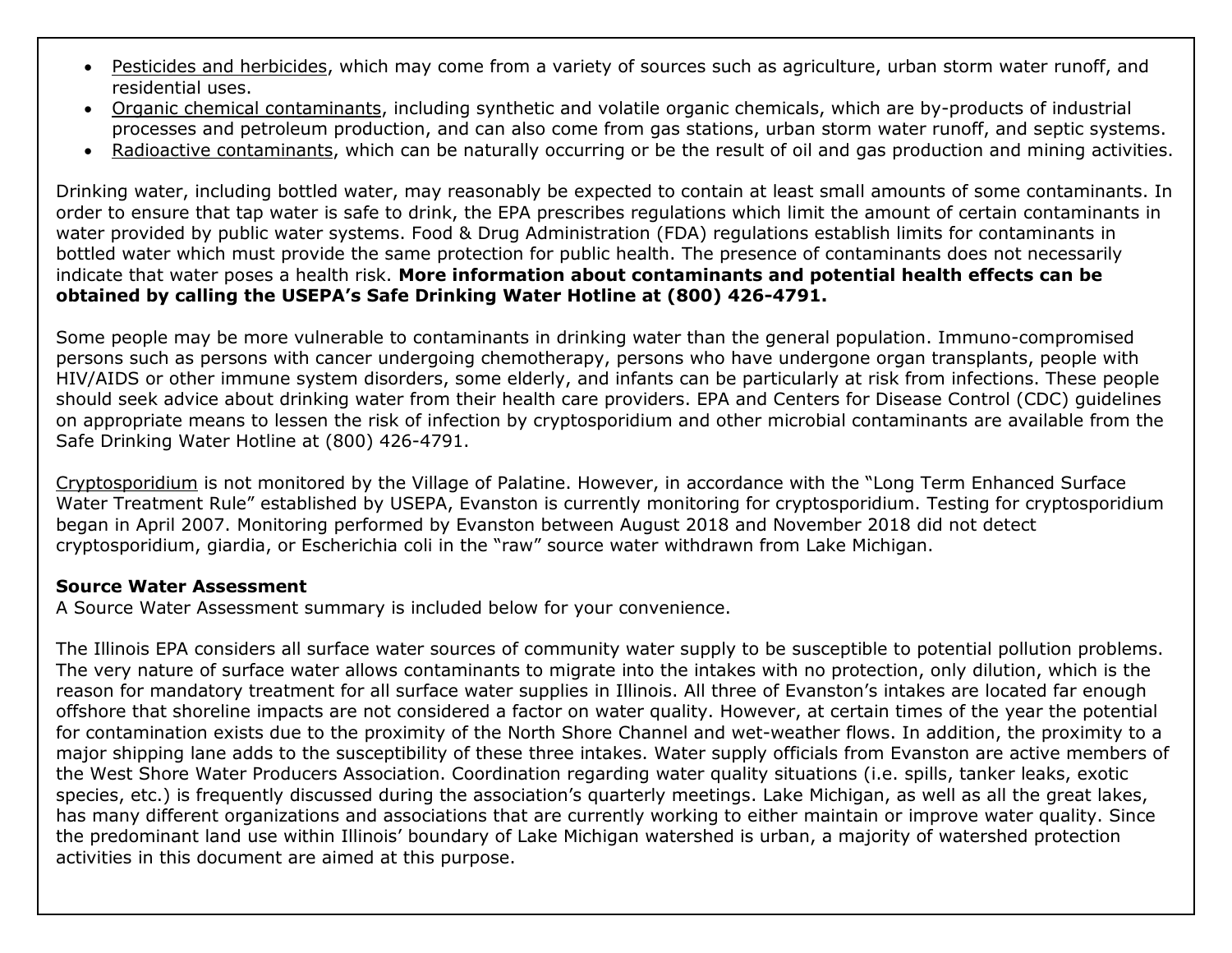- Pesticides and herbicides, which may come from a variety of sources such as agriculture, urban storm water runoff, and residential uses.
- Organic chemical contaminants, including synthetic and volatile organic chemicals, which are by-products of industrial processes and petroleum production, and can also come from gas stations, urban storm water runoff, and septic systems.
- Radioactive contaminants, which can be naturally occurring or be the result of oil and gas production and mining activities.

Drinking water, including bottled water, may reasonably be expected to contain at least small amounts of some contaminants. In order to ensure that tap water is safe to drink, the EPA prescribes regulations which limit the amount of certain contaminants in water provided by public water systems. Food & Drug Administration (FDA) regulations establish limits for contaminants in bottled water which must provide the same protection for public health. The presence of contaminants does not necessarily indicate that water poses a health risk. **More information about contaminants and potential health effects can be obtained by calling the USEPA's Safe Drinking Water Hotline at (800) 426-4791.**

Some people may be more vulnerable to contaminants in drinking water than the general population. Immuno-compromised persons such as persons with cancer undergoing chemotherapy, persons who have undergone organ transplants, people with HIV/AIDS or other immune system disorders, some elderly, and infants can be particularly at risk from infections. These people should seek advice about drinking water from their health care providers. EPA and Centers for Disease Control (CDC) guidelines on appropriate means to lessen the risk of infection by cryptosporidium and other microbial contaminants are available from the Safe Drinking Water Hotline at (800) 426-4791.

Cryptosporidium is not monitored by the Village of Palatine. However, in accordance with the "Long Term Enhanced Surface Water Treatment Rule" established by USEPA, Evanston is currently monitoring for cryptosporidium. Testing for cryptosporidium began in April 2007. Monitoring performed by Evanston between August 2018 and November 2018 did not detect cryptosporidium, giardia, or Escherichia coli in the "raw" source water withdrawn from Lake Michigan.

**Source Water Assessment**

A Source Water Assessment summary is included below for your convenience.

The Illinois EPA considers all surface water sources of community water supply to be susceptible to potential pollution problems. The very nature of surface water allows contaminants to migrate into the intakes with no protection, only dilution, which is the reason for mandatory treatment for all surface water supplies in Illinois. All three of Evanston's intakes are located far enough offshore that shoreline impacts are not considered a factor on water quality. However, at certain times of the year the potential for contamination exists due to the proximity of the North Shore Channel and wet-weather flows. In addition, the proximity to a major shipping lane adds to the susceptibility of these three intakes. Water supply officials from Evanston are active members of the West Shore Water Producers Association. Coordination regarding water quality situations (i.e. spills, tanker leaks, exotic species, etc.) is frequently discussed during the association's quarterly meetings. Lake Michigan, as well as all the great lakes, has many different organizations and associations that are currently working to either maintain or improve water quality. Since the predominant land use within Illinois' boundary of Lake Michigan watershed is urban, a majority of watershed protection activities in this document are aimed at this purpose.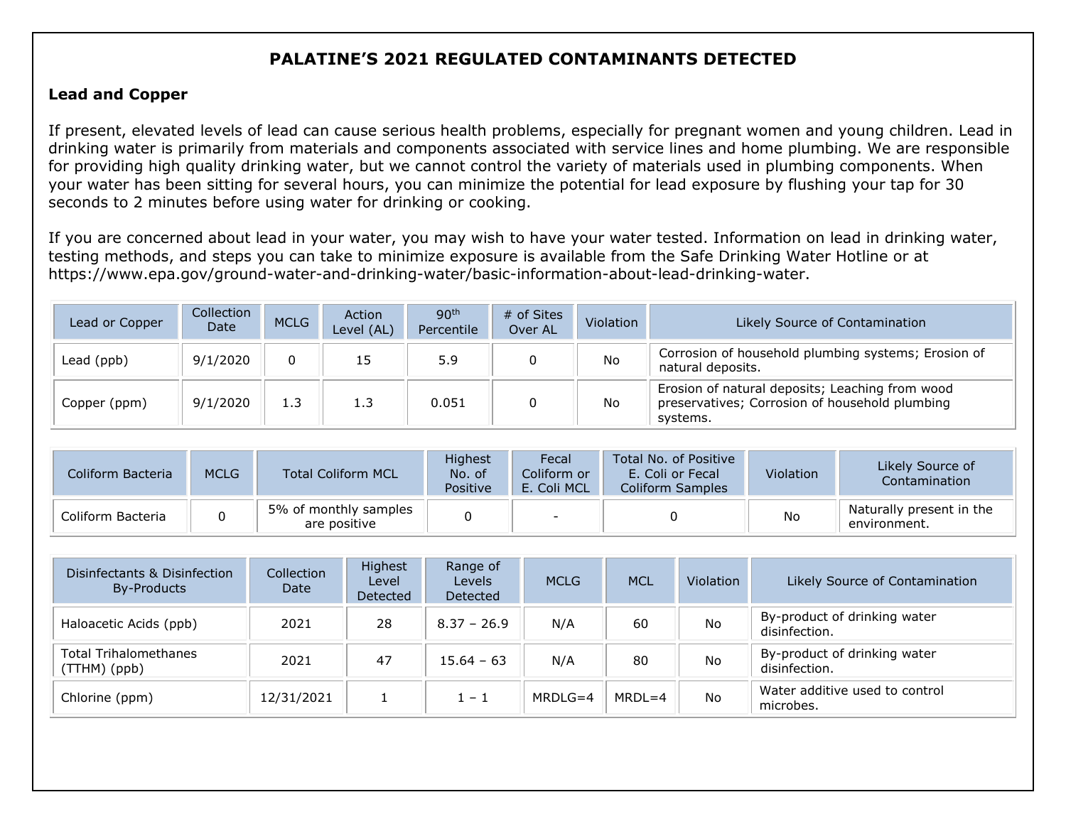# PALATINE'S 2021 REGULATED CONTAMINANTS DETECTED

## Lead and Copper

If present, elevated levels of lead can cause serious health problems, especially for pregnant women and young children. Lead in drinking water is primarily from materials and components associated with service lines and home plumbing. We are responsible for providing high quality drinking water, but we cannot control the variety of materials used in plumbing components. When your water has been sitting for several hours, you can minimize the potential for lead exposure by flushing your tap for 30 seconds to 2 minutes before using water for drinking or cooking.

If you are concerned about lead in your water, you may wish to have your water tested. Information on lead in drinking water, testing methods, and steps you can take to minimize exposure is available from the Safe Drinking Water Hotline or at https://www.epa.gov/ground-water-and-drinking-water/basic-information-about-lead-drinking-water.

| Lead or Copper | Collection Date | MCLG | Action Level (AL) | 90th Percentile | # of Sites Over AL | Violation | Likely Source of Contamination |
|---|---|---|---|---|---|---|---|
| Lead (ppb) | 9/1/2020 | 0 | 15 | 5.9 | 0 | No | Corrosion of household plumbing systems; Erosion of natural deposits. |
| Copper (ppm) | 9/1/2020 | 1.3 | 1.3 | 0.051 | 0 | No | Erosion of natural deposits; Leaching from wood preservatives; Corrosion of household plumbing systems. |

| Coliform Bacteria | MCLG | Total Coliform MCL | Highest No. of Positive | Fecal Coliform or E. Coli MCL | Total No. of Positive E. Coli or Fecal Coliform Samples | Violation | Likely Source of Contamination |
|---|---|---|---|---|---|---|---|
| Coliform Bacteria | 0 | 5% of monthly samples are positive | 0 | - | 0 | No | Naturally present in the environment. |

| Disinfectants & Disinfection By-Products | Collection Date | Highest Level Detected | Range of Levels Detected | MCLG | MCL | Violation | Likely Source of Contamination |
|---|---|---|---|---|---|---|---|
| Haloacetic Acids (ppb) | 2021 | 28 | 8.37 – 26.9 | N/A | 60 | No | By-product of drinking water disinfection. |
| Total Trihalomethanes (TTHM) (ppb) | 2021 | 47 | 15.64 – 63 | N/A | 80 | No | By-product of drinking water disinfection. |
| Chlorine (ppm) | 12/31/2021 | 1 | 1 – 1 | MRDLG=4 | MRDL=4 | No | Water additive used to control microbes. |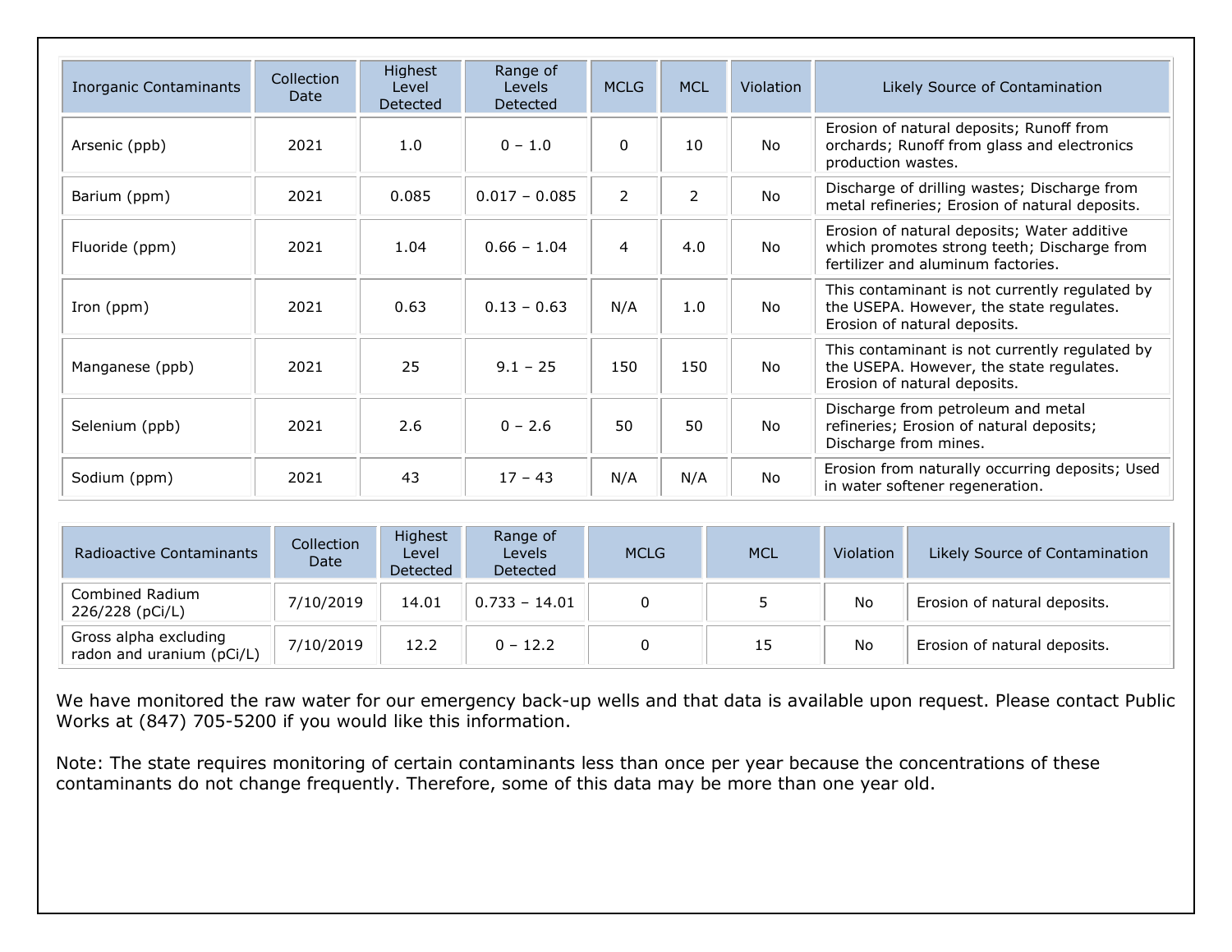| Inorganic Contaminants | Collection Date | Highest Level Detected | Range of Levels Detected | MCLG | MCL | Violation | Likely Source of Contamination |
|---|---|---|---|---|---|---|---|
| Arsenic (ppb) | 2021 | 1.0 | 0 – 1.0 | 0 | 10 | No | Erosion of natural deposits; Runoff from orchards; Runoff from glass and electronics production wastes. |
| Barium (ppm) | 2021 | 0.085 | 0.017 – 0.085 | 2 | 2 | No | Discharge of drilling wastes; Discharge from metal refineries; Erosion of natural deposits. |
| Fluoride (ppm) | 2021 | 1.04 | 0.66 – 1.04 | 4 | 4.0 | No | Erosion of natural deposits; Water additive which promotes strong teeth; Discharge from fertilizer and aluminum factories. |
| Iron (ppm) | 2021 | 0.63 | 0.13 – 0.63 | N/A | 1.0 | No | This contaminant is not currently regulated by the USEPA. However, the state regulates. Erosion of natural deposits. |
| Manganese (ppb) | 2021 | 25 | 9.1 – 25 | 150 | 150 | No | This contaminant is not currently regulated by the USEPA. However, the state regulates. Erosion of natural deposits. |
| Selenium (ppb) | 2021 | 2.6 | 0 – 2.6 | 50 | 50 | No | Discharge from petroleum and metal refineries; Erosion of natural deposits; Discharge from mines. |
| Sodium (ppm) | 2021 | 43 | 17 – 43 | N/A | N/A | No | Erosion from naturally occurring deposits; Used in water softener regeneration. |

| Radioactive Contaminants | Collection Date | Highest Level Detected | Range of Levels Detected | MCLG | MCL | Violation | Likely Source of Contamination |
|---|---|---|---|---|---|---|---|
| Combined Radium 226/228 (pCi/L) | 7/10/2019 | 14.01 | 0.733 – 14.01 | 0 | 5 | No | Erosion of natural deposits. |
| Gross alpha excluding radon and uranium (pCi/L) | 7/10/2019 | 12.2 | 0 – 12.2 | 0 | 15 | No | Erosion of natural deposits. |

We have monitored the raw water for our emergency back-up wells and that data is available upon request. Please contact Public Works at (847) 705-5200 if you would like this information.

Note: The state requires monitoring of certain contaminants less than once per year because the concentrations of these contaminants do not change frequently. Therefore, some of this data may be more than one year old.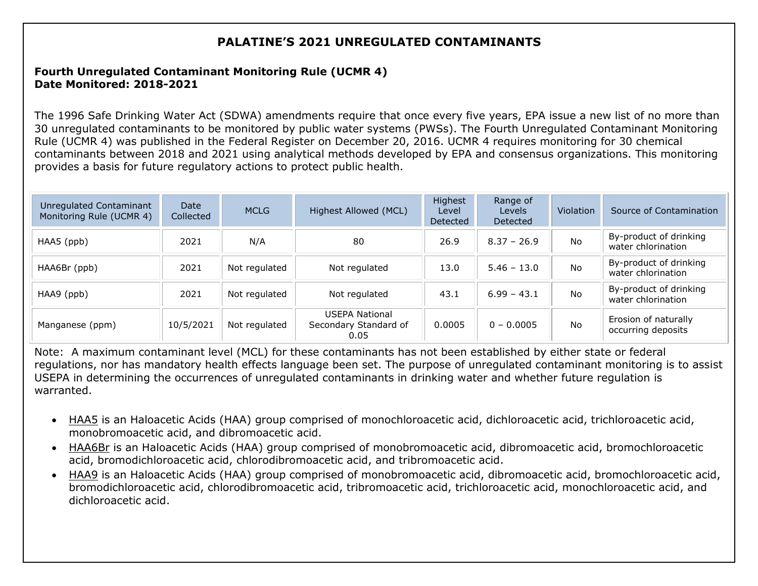# PALATINE'S 2021 UNREGULATED CONTAMINANTS

**Fourth Unregulated Contaminant Monitoring Rule (UCMR 4)**
**Date Monitored: 2018-2021**

The 1996 Safe Drinking Water Act (SDWA) amendments require that once every five years, EPA issue a new list of no more than 30 unregulated contaminants to be monitored by public water systems (PWSs). The Fourth Unregulated Contaminant Monitoring Rule (UCMR 4) was published in the Federal Register on December 20, 2016. UCMR 4 requires monitoring for 30 chemical contaminants between 2018 and 2021 using analytical methods developed by EPA and consensus organizations. This monitoring provides a basis for future regulatory actions to protect public health.

| Unregulated Contaminant Monitoring Rule (UCMR 4) | Date Collected | MCLG | Highest Allowed (MCL) | Highest Level Detected | Range of Levels Detected | Violation | Source of Contamination |
|---|---|---|---|---|---|---|---|
| HAA5 (ppb) | 2021 | N/A | 80 | 26.9 | 8.37 – 26.9 | No | By-product of drinking water chlorination |
| HAA6Br (ppb) | 2021 | Not regulated | Not regulated | 13.0 | 5.46 – 13.0 | No | By-product of drinking water chlorination |
| HAA9 (ppb) | 2021 | Not regulated | Not regulated | 43.1 | 6.99 – 43.1 | No | By-product of drinking water chlorination |
| Manganese (ppm) | 10/5/2021 | Not regulated | USEPA National Secondary Standard of 0.05 | 0.0005 | 0 – 0.0005 | No | Erosion of naturally occurring deposits |

Note: A maximum contaminant level (MCL) for these contaminants has not been established by either state or federal regulations, nor has mandatory health effects language been set. The purpose of unregulated contaminant monitoring is to assist USEPA in determining the occurrences of unregulated contaminants in drinking water and whether future regulation is warranted.

- HAA5 is an Haloacetic Acids (HAA) group comprised of monochloroacetic acid, dichloroacetic acid, trichloroacetic acid, monobromoacetic acid, and dibromoacetic acid.
- HAA6Br is an Haloacetic Acids (HAA) group comprised of monobromoacetic acid, dibromoacetic acid, bromochloroacetic acid, bromodichloroacetic acid, chlorodibromoacetic acid, and tribromoacetic acid.
- HAA9 is an Haloacetic Acids (HAA) group comprised of monobromoacetic acid, dibromoacetic acid, bromochloroacetic acid, bromodichloroacetic acid, chlorodibromoacetic acid, tribromoacetic acid, trichloroacetic acid, monochloroacetic acid, and dichloroacetic acid.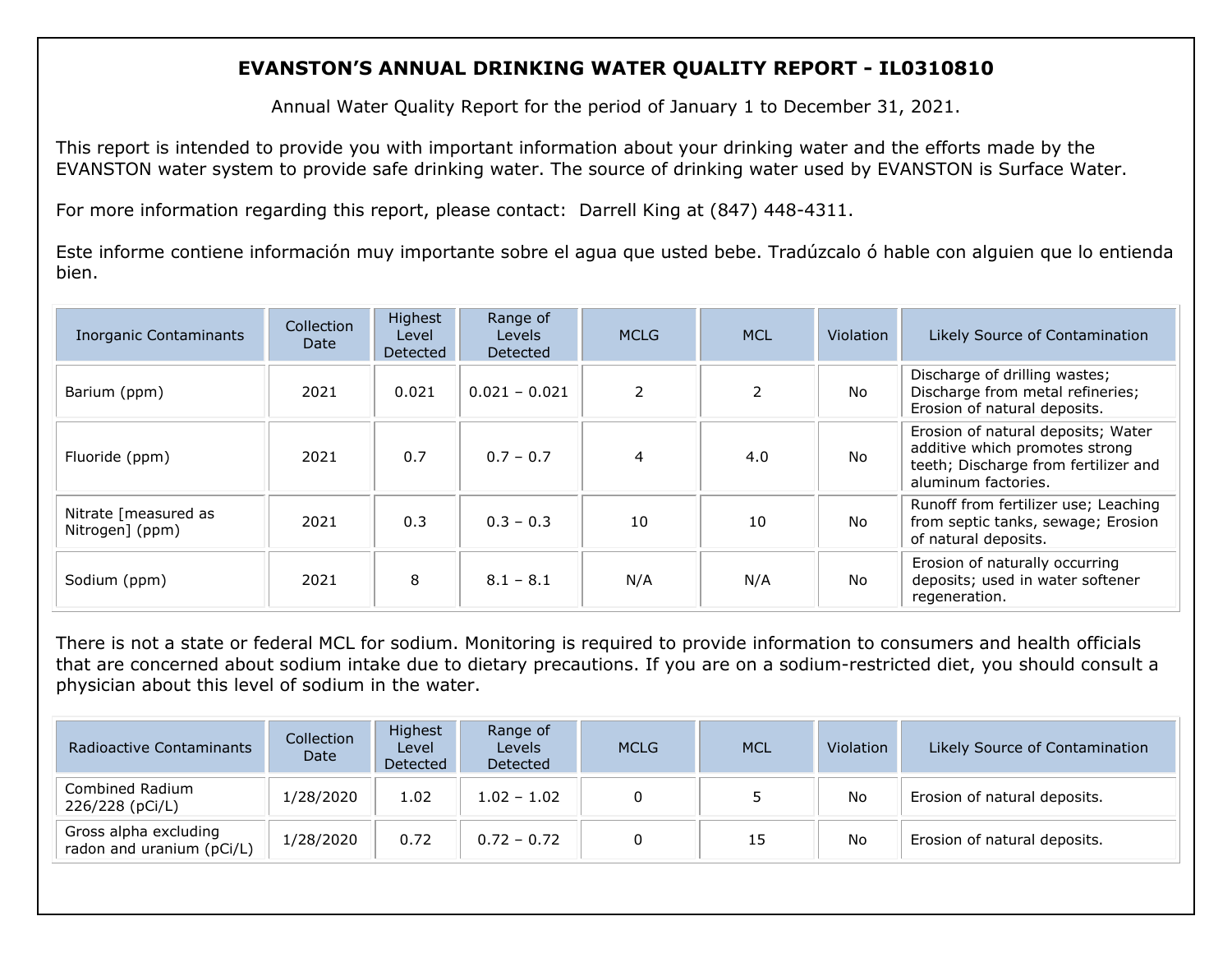## EVANSTON'S ANNUAL DRINKING WATER QUALITY REPORT - IL0310810

Annual Water Quality Report for the period of January 1 to December 31, 2021.

This report is intended to provide you with important information about your drinking water and the efforts made by the EVANSTON water system to provide safe drinking water. The source of drinking water used by EVANSTON is Surface Water.

For more information regarding this report, please contact: Darrell King at (847) 448-4311.

Este informe contiene información muy importante sobre el agua que usted bebe. Tradúzcalo ó hable con alguien que lo entienda bien.

| Inorganic Contaminants | Collection Date | Highest Level Detected | Range of Levels Detected | MCLG | MCL | Violation | Likely Source of Contamination |
|---|---|---|---|---|---|---|---|
| Barium (ppm) | 2021 | 0.021 | 0.021 – 0.021 | 2 | 2 | No | Discharge of drilling wastes; Discharge from metal refineries; Erosion of natural deposits. |
| Fluoride (ppm) | 2021 | 0.7 | 0.7 – 0.7 | 4 | 4.0 | No | Erosion of natural deposits; Water additive which promotes strong teeth; Discharge from fertilizer and aluminum factories. |
| Nitrate [measured as Nitrogen] (ppm) | 2021 | 0.3 | 0.3 – 0.3 | 10 | 10 | No | Runoff from fertilizer use; Leaching from septic tanks, sewage; Erosion of natural deposits. |
| Sodium (ppm) | 2021 | 8 | 8.1 – 8.1 | N/A | N/A | No | Erosion of naturally occurring deposits; used in water softener regeneration. |

There is not a state or federal MCL for sodium. Monitoring is required to provide information to consumers and health officials that are concerned about sodium intake due to dietary precautions. If you are on a sodium-restricted diet, you should consult a physician about this level of sodium in the water.

| Radioactive Contaminants | Collection Date | Highest Level Detected | Range of Levels Detected | MCLG | MCL | Violation | Likely Source of Contamination |
|---|---|---|---|---|---|---|---|
| Combined Radium 226/228 (pCi/L) | 1/28/2020 | 1.02 | 1.02 – 1.02 | 0 | 5 | No | Erosion of natural deposits. |
| Gross alpha excluding radon and uranium (pCi/L) | 1/28/2020 | 0.72 | 0.72 – 0.72 | 0 | 15 | No | Erosion of natural deposits. |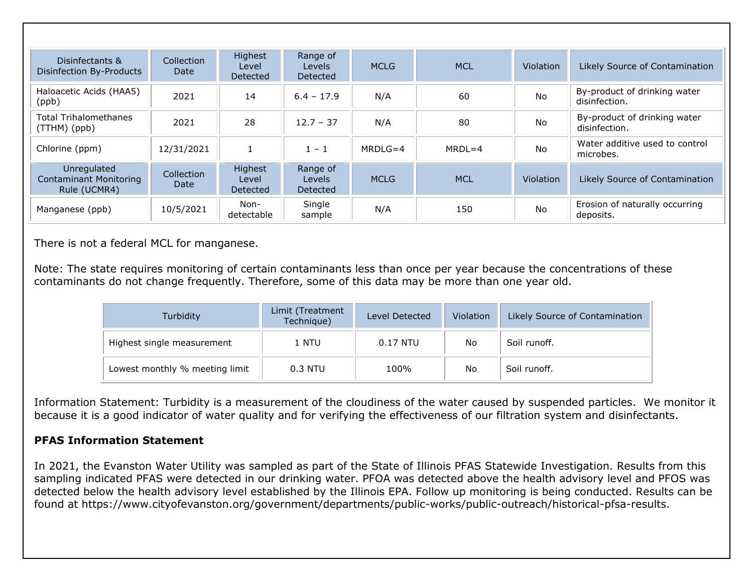| Disinfectants & Disinfection By-Products | Collection Date | Highest Level Detected | Range of Levels Detected | MCLG | MCL | Violation | Likely Source of Contamination |
|---|---|---|---|---|---|---|---|
| Haloacetic Acids (HAA5) (ppb) | 2021 | 14 | 6.4 – 17.9 | N/A | 60 | No | By-product of drinking water disinfection. |
| Total Trihalomethanes (TTHM) (ppb) | 2021 | 28 | 12.7 – 37 | N/A | 80 | No | By-product of drinking water disinfection. |
| Chlorine (ppm) | 12/31/2021 | 1 | 1 – 1 | MRDLG=4 | MRDL=4 | No | Water additive used to control microbes. |
| **Unregulated Contaminant Monitoring Rule (UCMR4)** | **Collection Date** | **Highest Level Detected** | **Range of Levels Detected** | **MCLG** | **MCL** | **Violation** | **Likely Source of Contamination** |
| Manganese (ppb) | 10/5/2021 | Non-detectable | Single sample | N/A | 150 | No | Erosion of naturally occurring deposits. |

There is not a federal MCL for manganese.

Note: The state requires monitoring of certain contaminants less than once per year because the concentrations of these contaminants do not change frequently. Therefore, some of this data may be more than one year old.

| Turbidity | Limit (Treatment Technique) | Level Detected | Violation | Likely Source of Contamination |
|---|---|---|---|---|
| Highest single measurement | 1 NTU | 0.17 NTU | No | Soil runoff. |
| Lowest monthly % meeting limit | 0.3 NTU | 100% | No | Soil runoff. |

Information Statement: Turbidity is a measurement of the cloudiness of the water caused by suspended particles. We monitor it because it is a good indicator of water quality and for verifying the effectiveness of our filtration system and disinfectants.

**PFAS Information Statement**

In 2021, the Evanston Water Utility was sampled as part of the State of Illinois PFAS Statewide Investigation. Results from this sampling indicated PFAS were detected in our drinking water. PFOA was detected above the health advisory level and PFOS was detected below the health advisory level established by the Illinois EPA. Follow up monitoring is being conducted. Results can be found at https://www.cityofevanston.org/government/departments/public-works/public-outreach/historical-pfsa-results.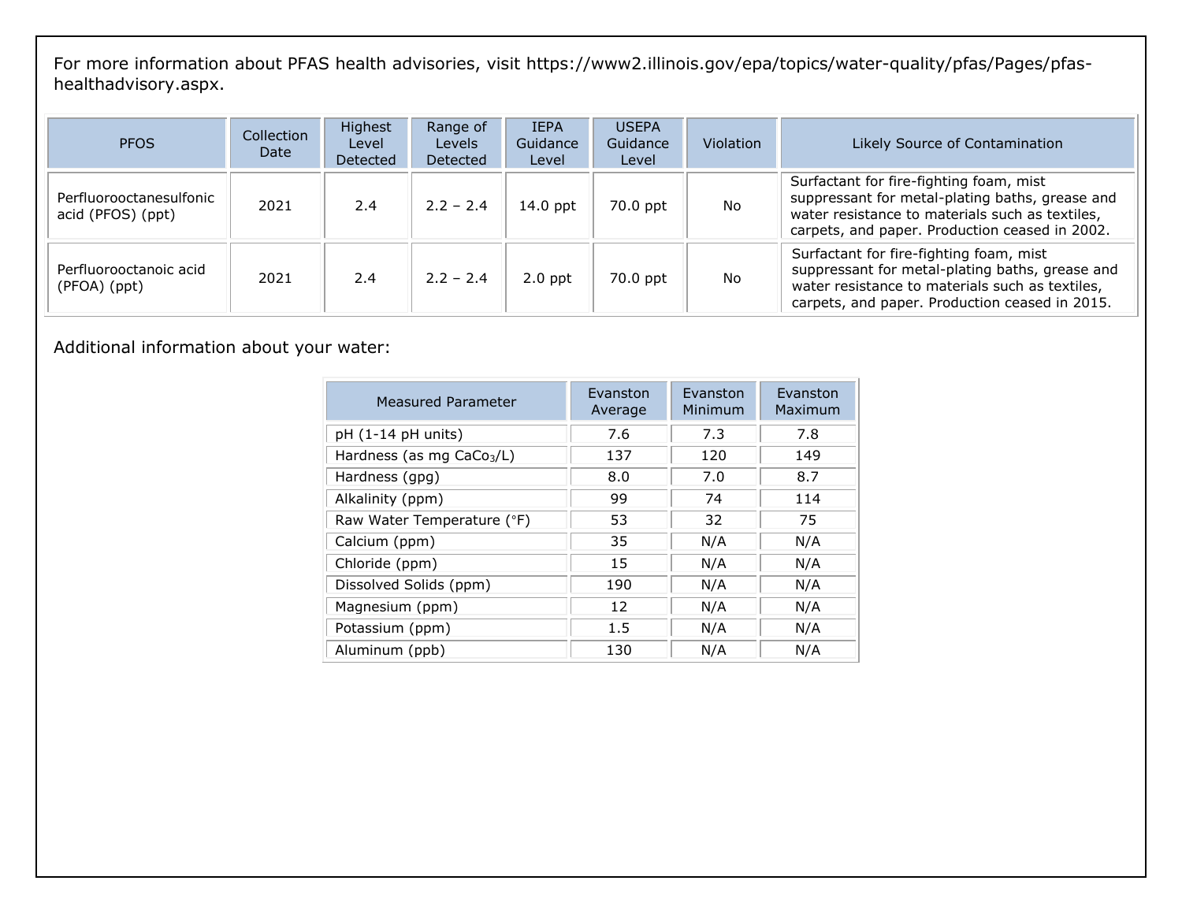For more information about PFAS health advisories, visit https://www2.illinois.gov/epa/topics/water-quality/pfas/Pages/pfas-healthadvisory.aspx.

| PFOS | Collection Date | Highest Level Detected | Range of Levels Detected | IEPA Guidance Level | USEPA Guidance Level | Violation | Likely Source of Contamination |
|---|---|---|---|---|---|---|---|
| Perfluorooctanesulfonic acid (PFOS) (ppt) | 2021 | 2.4 | 2.2 – 2.4 | 14.0 ppt | 70.0 ppt | No | Surfactant for fire-fighting foam, mist suppressant for metal-plating baths, grease and water resistance to materials such as textiles, carpets, and paper. Production ceased in 2002. |
| Perfluorooctanoic acid (PFOA) (ppt) | 2021 | 2.4 | 2.2 – 2.4 | 2.0 ppt | 70.0 ppt | No | Surfactant for fire-fighting foam, mist suppressant for metal-plating baths, grease and water resistance to materials such as textiles, carpets, and paper. Production ceased in 2015. |

Additional information about your water:

| Measured Parameter | Evanston Average | Evanston Minimum | Evanston Maximum |
|---|---|---|---|
| pH (1-14 pH units) | 7.6 | 7.3 | 7.8 |
| Hardness (as mg $CaCo_3$/L) | 137 | 120 | 149 |
| Hardness (gpg) | 8.0 | 7.0 | 8.7 |
| Alkalinity (ppm) | 99 | 74 | 114 |
| Raw Water Temperature (°F) | 53 | 32 | 75 |
| Calcium (ppm) | 35 | N/A | N/A |
| Chloride (ppm) | 15 | N/A | N/A |
| Dissolved Solids (ppm) | 190 | N/A | N/A |
| Magnesium (ppm) | 12 | N/A | N/A |
| Potassium (ppm) | 1.5 | N/A | N/A |
| Aluminum (ppb) | 130 | N/A | N/A |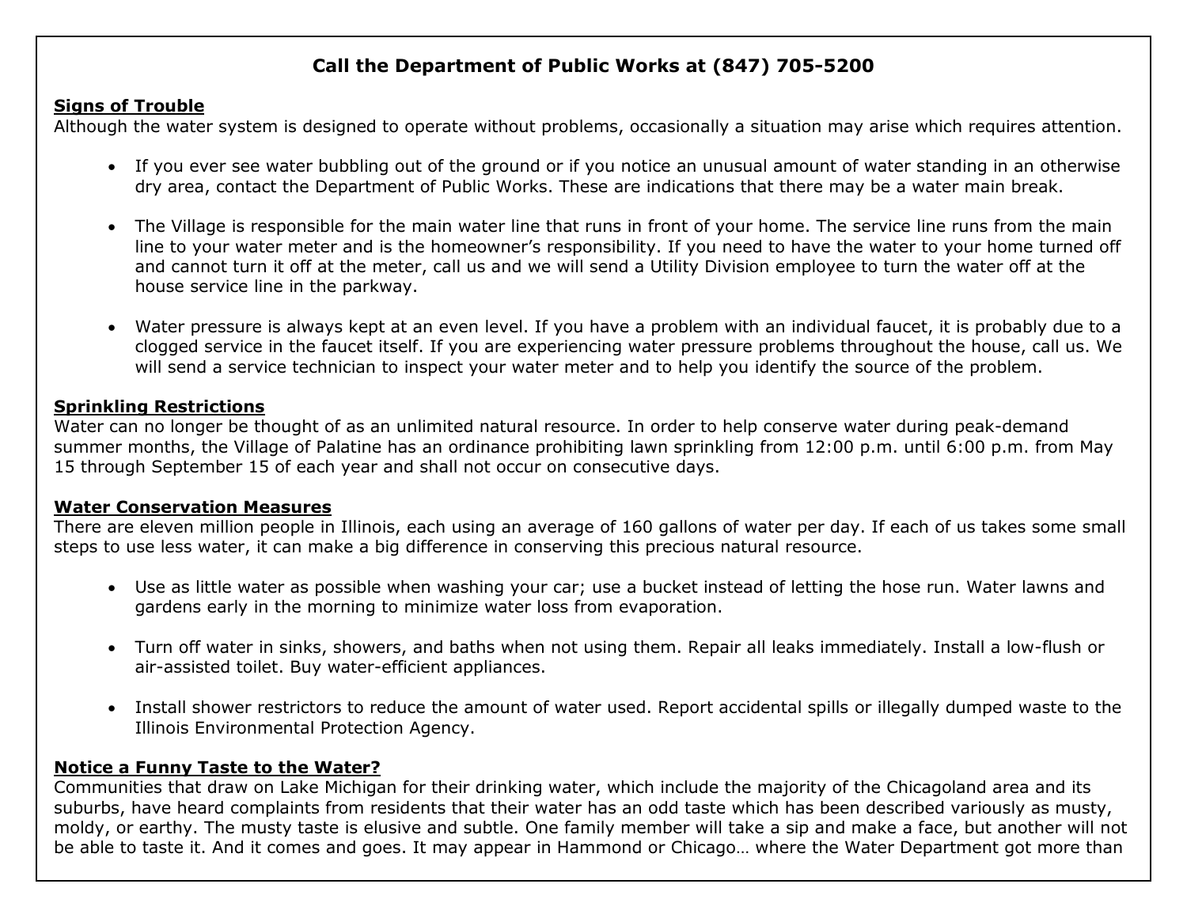**Call the Department of Public Works at (847) 705-5200**

**Signs of Trouble**

Although the water system is designed to operate without problems, occasionally a situation may arise which requires attention.

- If you ever see water bubbling out of the ground or if you notice an unusual amount of water standing in an otherwise dry area, contact the Department of Public Works. These are indications that there may be a water main break.

- The Village is responsible for the main water line that runs in front of your home. The service line runs from the main line to your water meter and is the homeowner's responsibility. If you need to have the water to your home turned off and cannot turn it off at the meter, call us and we will send a Utility Division employee to turn the water off at the house service line in the parkway.

- Water pressure is always kept at an even level. If you have a problem with an individual faucet, it is probably due to a clogged service in the faucet itself. If you are experiencing water pressure problems throughout the house, call us. We will send a service technician to inspect your water meter and to help you identify the source of the problem.

**Sprinkling Restrictions**

Water can no longer be thought of as an unlimited natural resource. In order to help conserve water during peak-demand summer months, the Village of Palatine has an ordinance prohibiting lawn sprinkling from 12:00 p.m. until 6:00 p.m. from May 15 through September 15 of each year and shall not occur on consecutive days.

**Water Conservation Measures**

There are eleven million people in Illinois, each using an average of 160 gallons of water per day. If each of us takes some small steps to use less water, it can make a big difference in conserving this precious natural resource.

- Use as little water as possible when washing your car; use a bucket instead of letting the hose run. Water lawns and gardens early in the morning to minimize water loss from evaporation.

- Turn off water in sinks, showers, and baths when not using them. Repair all leaks immediately. Install a low-flush or air-assisted toilet. Buy water-efficient appliances.

- Install shower restrictors to reduce the amount of water used. Report accidental spills or illegally dumped waste to the Illinois Environmental Protection Agency.

**Notice a Funny Taste to the Water?**

Communities that draw on Lake Michigan for their drinking water, which include the majority of the Chicagoland area and its suburbs, have heard complaints from residents that their water has an odd taste which has been described variously as musty, moldy, or earthy. The musty taste is elusive and subtle. One family member will take a sip and make a face, but another will not be able to taste it. And it comes and goes. It may appear in Hammond or Chicago… where the Water Department got more than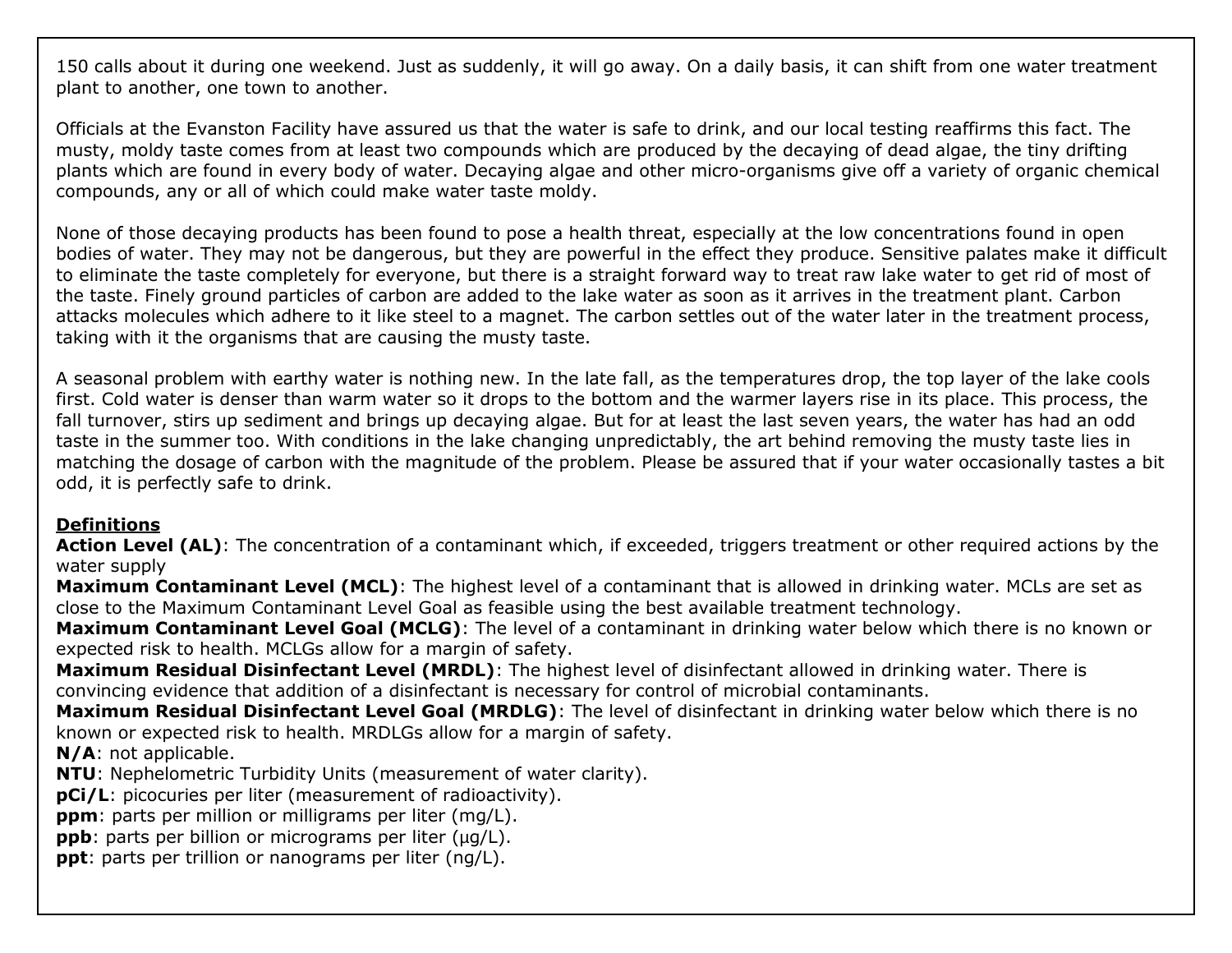150 calls about it during one weekend. Just as suddenly, it will go away. On a daily basis, it can shift from one water treatment plant to another, one town to another.

Officials at the Evanston Facility have assured us that the water is safe to drink, and our local testing reaffirms this fact. The musty, moldy taste comes from at least two compounds which are produced by the decaying of dead algae, the tiny drifting plants which are found in every body of water. Decaying algae and other micro-organisms give off a variety of organic chemical compounds, any or all of which could make water taste moldy.

None of those decaying products has been found to pose a health threat, especially at the low concentrations found in open bodies of water. They may not be dangerous, but they are powerful in the effect they produce. Sensitive palates make it difficult to eliminate the taste completely for everyone, but there is a straight forward way to treat raw lake water to get rid of most of the taste. Finely ground particles of carbon are added to the lake water as soon as it arrives in the treatment plant. Carbon attacks molecules which adhere to it like steel to a magnet. The carbon settles out of the water later in the treatment process, taking with it the organisms that are causing the musty taste.

A seasonal problem with earthy water is nothing new. In the late fall, as the temperatures drop, the top layer of the lake cools first. Cold water is denser than warm water so it drops to the bottom and the warmer layers rise in its place. This process, the fall turnover, stirs up sediment and brings up decaying algae. But for at least the last seven years, the water has had an odd taste in the summer too. With conditions in the lake changing unpredictably, the art behind removing the musty taste lies in matching the dosage of carbon with the magnitude of the problem. Please be assured that if your water occasionally tastes a bit odd, it is perfectly safe to drink.

## Definitions

**Action Level (AL)**: The concentration of a contaminant which, if exceeded, triggers treatment or other required actions by the water supply

**Maximum Contaminant Level (MCL)**: The highest level of a contaminant that is allowed in drinking water. MCLs are set as close to the Maximum Contaminant Level Goal as feasible using the best available treatment technology.

**Maximum Contaminant Level Goal (MCLG)**: The level of a contaminant in drinking water below which there is no known or expected risk to health. MCLGs allow for a margin of safety.

**Maximum Residual Disinfectant Level (MRDL)**: The highest level of disinfectant allowed in drinking water. There is convincing evidence that addition of a disinfectant is necessary for control of microbial contaminants.

**Maximum Residual Disinfectant Level Goal (MRDLG)**: The level of disinfectant in drinking water below which there is no known or expected risk to health. MRDLGs allow for a margin of safety.

**N/A**: not applicable.

**NTU**: Nephelometric Turbidity Units (measurement of water clarity).

**pCi/L**: picocuries per liter (measurement of radioactivity).

**ppm**: parts per million or milligrams per liter (mg/L).

**ppb**: parts per billion or micrograms per liter (µg/L).

**ppt**: parts per trillion or nanograms per liter (ng/L).